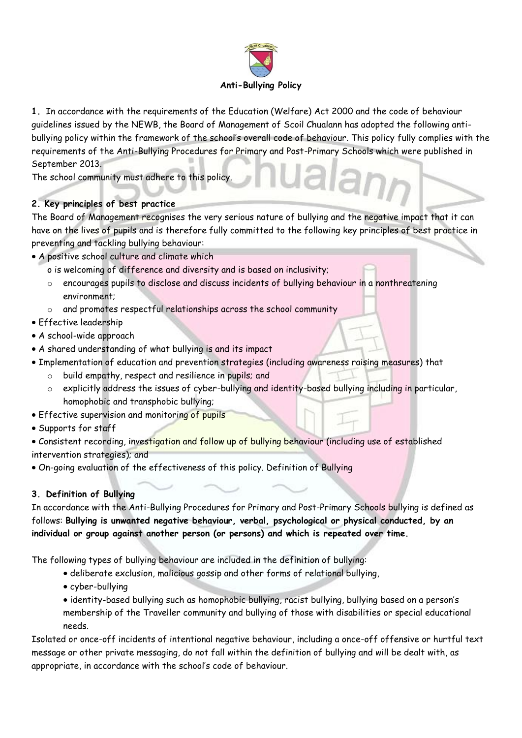**Anti-Bullying Policy**

**1.** In accordance with the requirements of the Education (Welfare) Act 2000 and the code of behaviour guidelines issued by the NEWB, the Board of Management of Scoil Chualann has adopted the following anti-bullying policy within the framework of the school's overall code of behaviour. This policy fully complies with the requirements of the Anti-Bullying Procedures for Primary and Post-Primary Schools which were published in September 2013.
The school community must adhere to this policy.

**2. Key principles of best practice**

The Board of Management recognises the very serious nature of bullying and the negative impact that it can have on the lives of pupils and is therefore fully committed to the following key principles of best practice in preventing and tackling bullying behaviour:

- A positive school culture and climate which
  - is welcoming of difference and diversity and is based on inclusivity;
  - encourages pupils to disclose and discuss incidents of bullying behaviour in a nonthreatening environment;
  - and promotes respectful relationships across the school community
- Effective leadership
- A school-wide approach
- A shared understanding of what bullying is and its impact
- Implementation of education and prevention strategies (including awareness raising measures) that
  - build empathy, respect and resilience in pupils; and
  - explicitly address the issues of cyber-bullying and identity-based bullying including in particular, homophobic and transphobic bullying;
- Effective supervision and monitoring of pupils
- Supports for staff
- Consistent recording, investigation and follow up of bullying behaviour (including use of established intervention strategies); and
- On-going evaluation of the effectiveness of this policy. Definition of Bullying

**3. Definition of Bullying**

In accordance with the Anti-Bullying Procedures for Primary and Post-Primary Schools bullying is defined as follows: **Bullying is unwanted negative behaviour, verbal, psychological or physical conducted, by an individual or group against another person (or persons) and which is repeated over time.**

The following types of bullying behaviour are included in the definition of bullying:

- deliberate exclusion, malicious gossip and other forms of relational bullying,
- cyber-bullying
- identity-based bullying such as homophobic bullying, racist bullying, bullying based on a person's membership of the Traveller community and bullying of those with disabilities or special educational needs.

Isolated or once-off incidents of intentional negative behaviour, including a once-off offensive or hurtful text message or other private messaging, do not fall within the definition of bullying and will be dealt with, as appropriate, in accordance with the school's code of behaviour.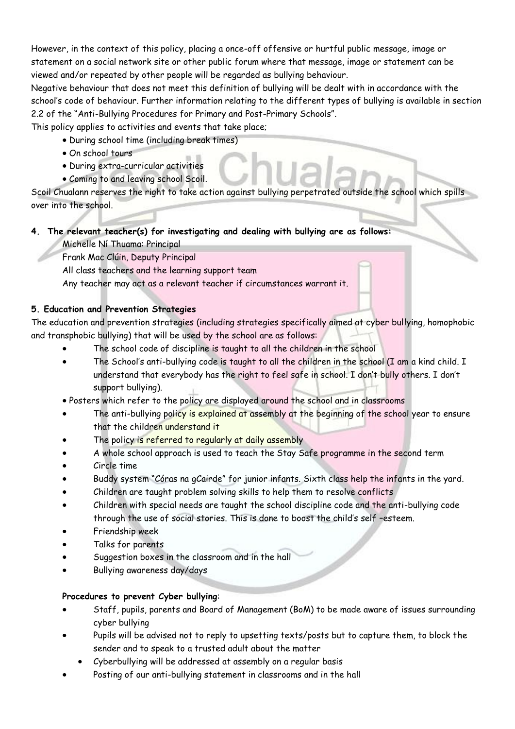However, in the context of this policy, placing a once-off offensive or hurtful public message, image or statement on a social network site or other public forum where that message, image or statement can be viewed and/or repeated by other people will be regarded as bullying behaviour.

Negative behaviour that does not meet this definition of bullying will be dealt with in accordance with the school's code of behaviour. Further information relating to the different types of bullying is available in section 2.2 of the "Anti-Bullying Procedures for Primary and Post-Primary Schools".

This policy applies to activities and events that take place;

- During school time (including break times)
- On school tours
- During extra-curricular activities
- Coming to and leaving school Scoil.

Scoil Chualann reserves the right to take action against bullying perpetrated outside the school which spills over into the school.

**4. The relevant teacher(s) for investigating and dealing with bullying are as follows:**

Michelle Ní Thuama: Principal
Frank Mac Clúin, Deputy Principal
All class teachers and the learning support team
Any teacher may act as a relevant teacher if circumstances warrant it.

**5. Education and Prevention Strategies**

The education and prevention strategies (including strategies specifically aimed at cyber bullying, homophobic and transphobic bullying) that will be used by the school are as follows:

- The school code of discipline is taught to all the children in the school
- The School's anti-bullying code is taught to all the children in the school (I am a kind child. I understand that everybody has the right to feel safe in school. I don't bully others. I don't support bullying).
- Posters which refer to the policy are displayed around the school and in classrooms
- The anti-bullying policy is explained at assembly at the beginning of the school year to ensure that the children understand it
- The policy is referred to regularly at daily assembly
- A whole school approach is used to teach the Stay Safe programme in the second term
- Circle time
- Buddy system "Córas na gCairde" for junior infants. Sixth class help the infants in the yard.
- Children are taught problem solving skills to help them to resolve conflicts
- Children with special needs are taught the school discipline code and the anti-bullying code through the use of social stories. This is done to boost the child's self –esteem.
- Friendship week
- Talks for parents
- Suggestion boxes in the classroom and in the hall
- Bullying awareness day/days

**Procedures to prevent Cyber bullying**:

- Staff, pupils, parents and Board of Management (BoM) to be made aware of issues surrounding cyber bullying
- Pupils will be advised not to reply to upsetting texts/posts but to capture them, to block the sender and to speak to a trusted adult about the matter
- Cyberbullying will be addressed at assembly on a regular basis
- Posting of our anti-bullying statement in classrooms and in the hall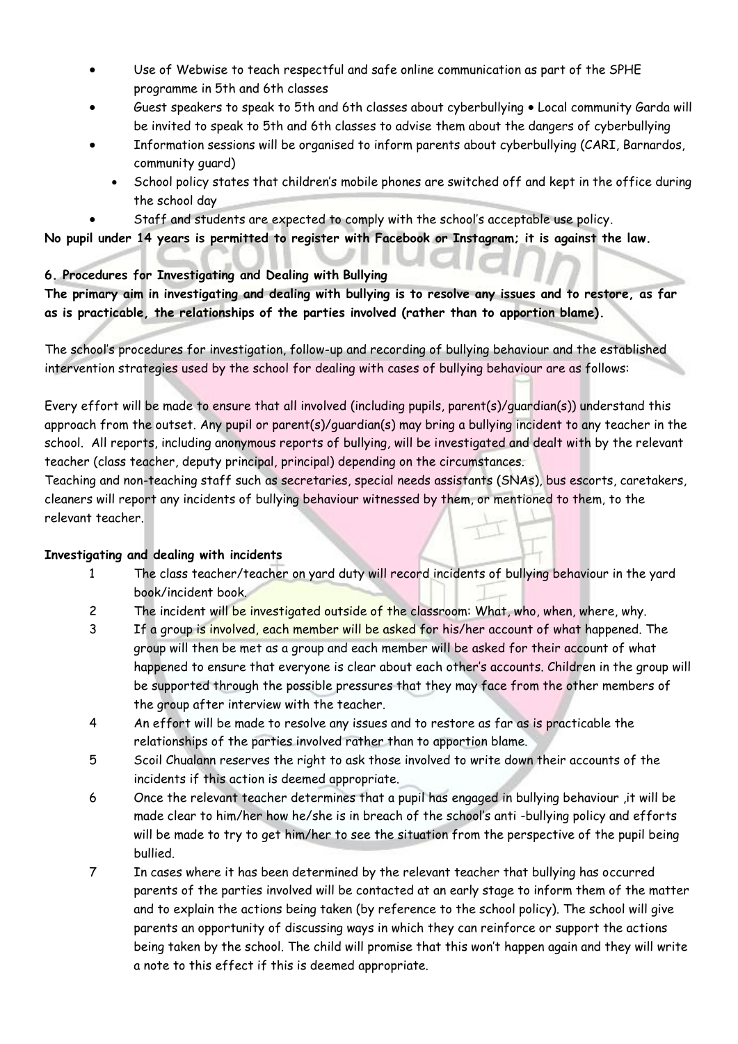- Use of Webwise to teach respectful and safe online communication as part of the SPHE programme in 5th and 6th classes
- Guest speakers to speak to 5th and 6th classes about cyberbullying • Local community Garda will be invited to speak to 5th and 6th classes to advise them about the dangers of cyberbullying
- Information sessions will be organised to inform parents about cyberbullying (CARI, Barnardos, community guard)
  - School policy states that children's mobile phones are switched off and kept in the office during the school day
- Staff and students are expected to comply with the school's acceptable use policy.

**No pupil under 14 years is permitted to register with Facebook or Instagram; it is against the law.**

**6. Procedures for Investigating and Dealing with Bullying**

**The primary aim in investigating and dealing with bullying is to resolve any issues and to restore, as far as is practicable, the relationships of the parties involved (rather than to apportion blame).**

The school's procedures for investigation, follow-up and recording of bullying behaviour and the established intervention strategies used by the school for dealing with cases of bullying behaviour are as follows:

Every effort will be made to ensure that all involved (including pupils, parent(s)/guardian(s)) understand this approach from the outset. Any pupil or parent(s)/guardian(s) may bring a bullying incident to any teacher in the school. All reports, including anonymous reports of bullying, will be investigated and dealt with by the relevant teacher (class teacher, deputy principal, principal) depending on the circumstances.
Teaching and non-teaching staff such as secretaries, special needs assistants (SNAs), bus escorts, caretakers, cleaners will report any incidents of bullying behaviour witnessed by them, or mentioned to them, to the relevant teacher.

**Investigating and dealing with incidents**

1. The class teacher/teacher on yard duty will record incidents of bullying behaviour in the yard book/incident book.
2. The incident will be investigated outside of the classroom: What, who, when, where, why.
3. If a group is involved, each member will be asked for his/her account of what happened. The group will then be met as a group and each member will be asked for their account of what happened to ensure that everyone is clear about each other's accounts. Children in the group will be supported through the possible pressures that they may face from the other members of the group after interview with the teacher.
4. An effort will be made to resolve any issues and to restore as far as is practicable the relationships of the parties involved rather than to apportion blame.
5. Scoil Chualann reserves the right to ask those involved to write down their accounts of the incidents if this action is deemed appropriate.
6. Once the relevant teacher determines that a pupil has engaged in bullying behaviour ,it will be made clear to him/her how he/she is in breach of the school's anti -bullying policy and efforts will be made to try to get him/her to see the situation from the perspective of the pupil being bullied.
7. In cases where it has been determined by the relevant teacher that bullying has occurred parents of the parties involved will be contacted at an early stage to inform them of the matter and to explain the actions being taken (by reference to the school policy). The school will give parents an opportunity of discussing ways in which they can reinforce or support the actions being taken by the school. The child will promise that this won't happen again and they will write a note to this effect if this is deemed appropriate.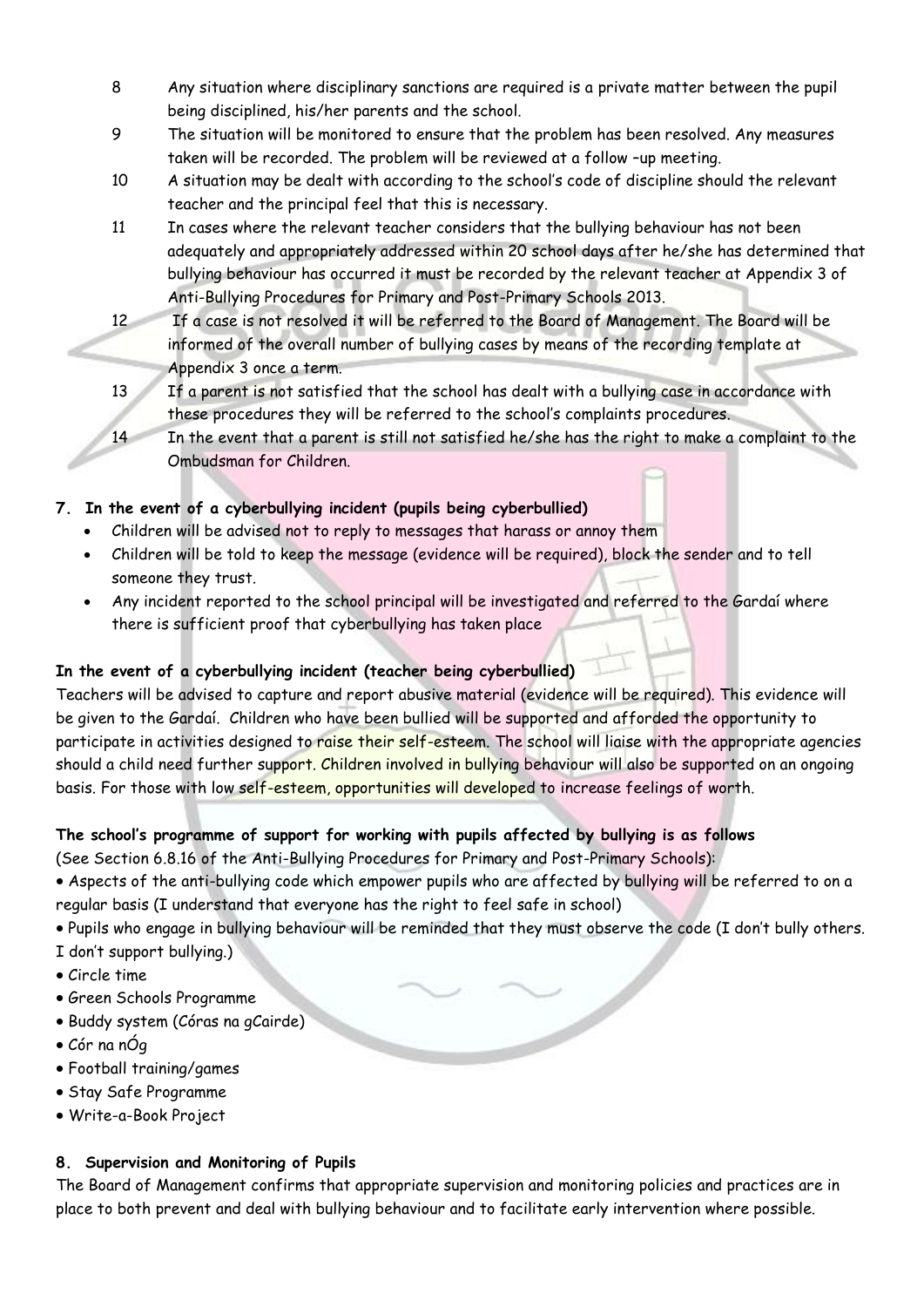8. Any situation where disciplinary sanctions are required is a private matter between the pupil being disciplined, his/her parents and the school.
9. The situation will be monitored to ensure that the problem has been resolved. Any measures taken will be recorded. The problem will be reviewed at a follow –up meeting.
10. A situation may be dealt with according to the school's code of discipline should the relevant teacher and the principal feel that this is necessary.
11. In cases where the relevant teacher considers that the bullying behaviour has not been adequately and appropriately addressed within 20 school days after he/she has determined that bullying behaviour has occurred it must be recorded by the relevant teacher at Appendix 3 of Anti-Bullying Procedures for Primary and Post-Primary Schools 2013.
12. If a case is not resolved it will be referred to the Board of Management. The Board will be informed of the overall number of bullying cases by means of the recording template at Appendix 3 once a term.
13. If a parent is not satisfied that the school has dealt with a bullying case in accordance with these procedures they will be referred to the school's complaints procedures.
14. In the event that a parent is still not satisfied he/she has the right to make a complaint to the Ombudsman for Children.

## 7. In the event of a cyberbullying incident (pupils being cyberbullied)

- Children will be advised not to reply to messages that harass or annoy them
- Children will be told to keep the message (evidence will be required), block the sender and to tell someone they trust.
- Any incident reported to the school principal will be investigated and referred to the Gardaí where there is sufficient proof that cyberbullying has taken place

**In the event of a cyberbullying incident (teacher being cyberbullied)**

Teachers will be advised to capture and report abusive material (evidence will be required). This evidence will be given to the Gardaí. Children who have been bullied will be supported and afforded the opportunity to participate in activities designed to raise their self-esteem. The school will liaise with the appropriate agencies should a child need further support. Children involved in bullying behaviour will also be supported on an ongoing basis. For those with low self-esteem, opportunities will developed to increase feelings of worth.

**The school's programme of support for working with pupils affected by bullying is as follows**

(See Section 6.8.16 of the Anti-Bullying Procedures for Primary and Post-Primary Schools):

- Aspects of the anti-bullying code which empower pupils who are affected by bullying will be referred to on a regular basis (I understand that everyone has the right to feel safe in school)
- Pupils who engage in bullying behaviour will be reminded that they must observe the code (I don't bully others. I don't support bullying.)
- Circle time
- Green Schools Programme
- Buddy system (Córas na gCairde)
- Cór na nÓg
- Football training/games
- Stay Safe Programme
- Write-a-Book Project

## 8. Supervision and Monitoring of Pupils

The Board of Management confirms that appropriate supervision and monitoring policies and practices are in place to both prevent and deal with bullying behaviour and to facilitate early intervention where possible.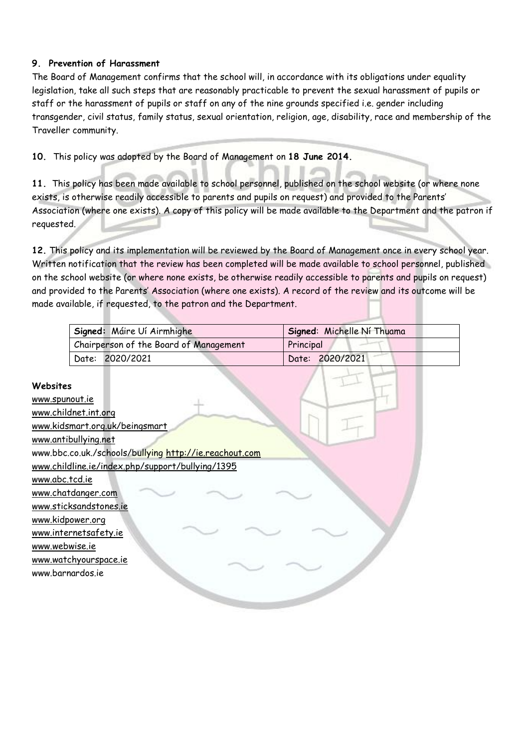**9. Prevention of Harassment**

The Board of Management confirms that the school will, in accordance with its obligations under equality legislation, take all such steps that are reasonably practicable to prevent the sexual harassment of pupils or staff or the harassment of pupils or staff on any of the nine grounds specified i.e. gender including transgender, civil status, family status, sexual orientation, religion, age, disability, race and membership of the Traveller community.

**10.** This policy was adopted by the Board of Management on **18 June 2014.**

**11.** This policy has been made available to school personnel, published on the school website (or where none exists, is otherwise readily accessible to parents and pupils on request) and provided to the Parents' Association (where one exists). A copy of this policy will be made available to the Department and the patron if requested.

**12.** This policy and its implementation will be reviewed by the Board of Management once in every school year. Written notification that the review has been completed will be made available to school personnel, published on the school website (or where none exists, be otherwise readily accessible to parents and pupils on request) and provided to the Parents' Association (where one exists). A record of the review and its outcome will be made available, if requested, to the patron and the Department.

| | |
|---|---|
| **Signed:** Máire Uí Airmhighe | **Signed**: Michelle Ní Thuama |
| Chairperson of the Board of Management | Principal |
| Date: 2020/2021 | Date: 2020/2021 |

**Websites**

www.spunout.ie
www.childnet.int.org
www.kidsmart.org.uk/beingsmart
www.antibullying.net
www.bbc.co.uk./schools/bullying http://ie.reachout.com
www.childline.ie/index.php/support/bullying/1395
www.abc.tcd.ie
www.chatdanger.com
www.sticksandstones.ie
www.kidpower.org
www.internetsafety.ie
www.webwise.ie
www.watchyourspace.ie
www.barnardos.ie